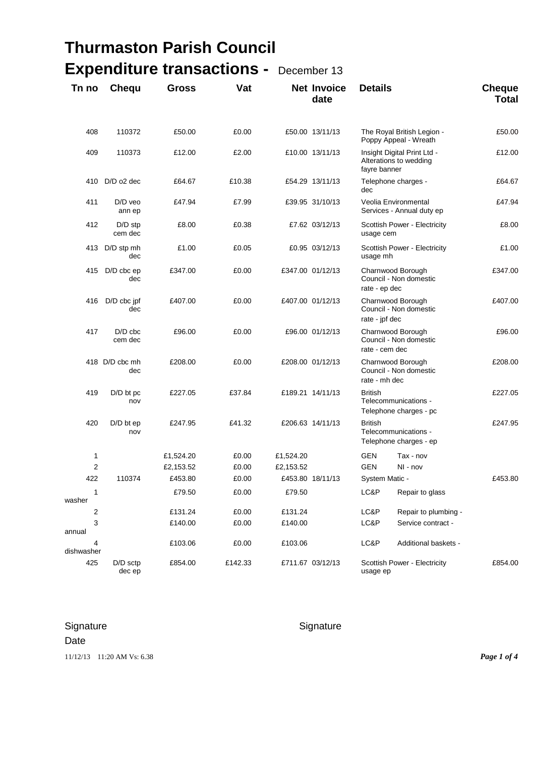# Thurmaston Parish Council

## Expenditure transactions - December 13

| Tn no | Chequ | Gross | Vat | Net | Invoice date | Details | | Cheque Total |
|---|---|---|---|---|---|---|---|---|
| 408 | 110372 | £50.00 | £0.00 | £50.00 | 13/11/13 | The Royal British Legion - Poppy Appeal - Wreath | | £50.00 |
| 409 | 110373 | £12.00 | £2.00 | £10.00 | 13/11/13 | Insight Digital Print Ltd - Alterations to wedding fayre banner | | £12.00 |
| 410 | D/D o2 dec | £64.67 | £10.38 | £54.29 | 13/11/13 | Telephone charges - dec | | £64.67 |
| 411 | D/D veo ann ep | £47.94 | £7.99 | £39.95 | 31/10/13 | Veolia Environmental Services - Annual duty ep | | £47.94 |
| 412 | D/D stp cem dec | £8.00 | £0.38 | £7.62 | 03/12/13 | Scottish Power - Electricity usage cem | | £8.00 |
| 413 | D/D stp mh dec | £1.00 | £0.05 | £0.95 | 03/12/13 | Scottish Power - Electricity usage mh | | £1.00 |
| 415 | D/D cbc ep dec | £347.00 | £0.00 | £347.00 | 01/12/13 | Charnwood Borough Council - Non domestic rate - ep dec | | £347.00 |
| 416 | D/D cbc jpf dec | £407.00 | £0.00 | £407.00 | 01/12/13 | Charnwood Borough Council - Non domestic rate - jpf dec | | £407.00 |
| 417 | D/D cbc cem dec | £96.00 | £0.00 | £96.00 | 01/12/13 | Charnwood Borough Council - Non domestic rate - cem dec | | £96.00 |
| 418 | D/D cbc mh dec | £208.00 | £0.00 | £208.00 | 01/12/13 | Charnwood Borough Council - Non domestic rate - mh dec | | £208.00 |
| 419 | D/D bt pc nov | £227.05 | £37.84 | £189.21 | 14/11/13 | British Telecommunications - Telephone charges - pc | | £227.05 |
| 420 | D/D bt ep nov | £247.95 | £41.32 | £206.63 | 14/11/13 | British Telecommunications - Telephone charges - ep | | £247.95 |
| 1 | | £1,524.20 | £0.00 | £1,524.20 | | GEN | Tax - nov | |
| 2 | | £2,153.52 | £0.00 | £2,153.52 | | GEN | NI - nov | |
| 422 | 110374 | £453.80 | £0.00 | £453.80 | 18/11/13 | System Matic - | | £453.80 |
| 1 | | £79.50 | £0.00 | £79.50 | | LC&P | Repair to glass washer | |
| 2 | | £131.24 | £0.00 | £131.24 | | LC&P | Repair to plumbing - | |
| 3 | | £140.00 | £0.00 | £140.00 | | LC&P | Service contract - annual | |
| 4 | | £103.06 | £0.00 | £103.06 | | LC&P | Additional baskets - dishwasher | |
| 425 | D/D sctp dec ep | £854.00 | £142.33 | £711.67 | 03/12/13 | Scottish Power - Electricity usage ep | | £854.00 |

Signature

Date

Signature

11/12/13 11:20 AM Vs: 6.38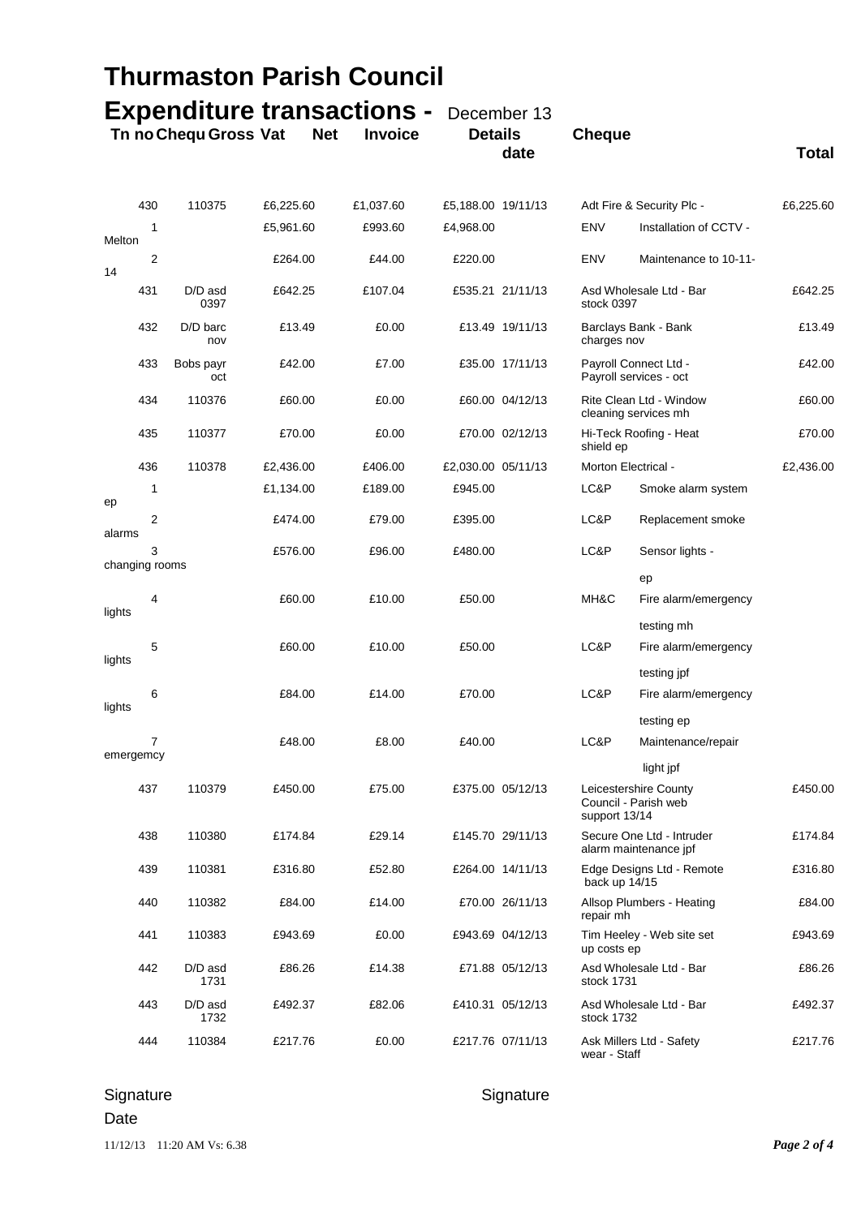# Thurmaston Parish Council

## Expenditure transactions - December 13

| Tn no | Chequ | Gross | Vat | Net | Invoice date | Details | | Cheque Total |
|---|---|---|---|---|---|---|---|---|
| 430 | 110375 | £6,225.60 | £1,037.60 | £5,188.00 | 19/11/13 | Adt Fire & Security Plc - | | £6,225.60 |
| 1 Melton | | £5,961.60 | £993.60 | £4,968.00 | | ENV | Installation of CCTV - | |
| 2 14 | | £264.00 | £44.00 | £220.00 | | ENV | Maintenance to 10-11- | |
| 431 | D/D asd 0397 | £642.25 | £107.04 | £535.21 | 21/11/13 | Asd Wholesale Ltd - Bar stock 0397 | | £642.25 |
| 432 | D/D barc nov | £13.49 | £0.00 | £13.49 | 19/11/13 | Barclays Bank - Bank charges nov | | £13.49 |
| 433 | Bobs payr oct | £42.00 | £7.00 | £35.00 | 17/11/13 | Payroll Connect Ltd - Payroll services - oct | | £42.00 |
| 434 | 110376 | £60.00 | £0.00 | £60.00 | 04/12/13 | Rite Clean Ltd - Window cleaning services mh | | £60.00 |
| 435 | 110377 | £70.00 | £0.00 | £70.00 | 02/12/13 | Hi-Teck Roofing - Heat shield ep | | £70.00 |
| 436 | 110378 | £2,436.00 | £406.00 | £2,030.00 | 05/11/13 | Morton Electrical - | | £2,436.00 |
| 1 ep | | £1,134.00 | £189.00 | £945.00 | | LC&P | Smoke alarm system | |
| 2 alarms | | £474.00 | £79.00 | £395.00 | | LC&P | Replacement smoke | |
| 3 changing rooms | | £576.00 | £96.00 | £480.00 | | LC&P | Sensor lights - ep | |
| 4 lights | | £60.00 | £10.00 | £50.00 | | MH&C | Fire alarm/emergency testing mh | |
| 5 lights | | £60.00 | £10.00 | £50.00 | | LC&P | Fire alarm/emergency testing jpf | |
| 6 lights | | £84.00 | £14.00 | £70.00 | | LC&P | Fire alarm/emergency testing ep | |
| 7 emergemcy | | £48.00 | £8.00 | £40.00 | | LC&P | Maintenance/repair light jpf | |
| 437 | 110379 | £450.00 | £75.00 | £375.00 | 05/12/13 | Leicestershire County Council - Parish web support 13/14 | | £450.00 |
| 438 | 110380 | £174.84 | £29.14 | £145.70 | 29/11/13 | Secure One Ltd - Intruder alarm maintenance jpf | | £174.84 |
| 439 | 110381 | £316.80 | £52.80 | £264.00 | 14/11/13 | Edge Designs Ltd - Remote back up 14/15 | | £316.80 |
| 440 | 110382 | £84.00 | £14.00 | £70.00 | 26/11/13 | Allsop Plumbers - Heating repair mh | | £84.00 |
| 441 | 110383 | £943.69 | £0.00 | £943.69 | 04/12/13 | Tim Heeley - Web site set up costs ep | | £943.69 |
| 442 | D/D asd 1731 | £86.26 | £14.38 | £71.88 | 05/12/13 | Asd Wholesale Ltd - Bar stock 1731 | | £86.26 |
| 443 | D/D asd 1732 | £492.37 | £82.06 | £410.31 | 05/12/13 | Asd Wholesale Ltd - Bar stock 1732 | | £492.37 |
| 444 | 110384 | £217.76 | £0.00 | £217.76 | 07/11/13 | Ask Millers Ltd - Safety wear - Staff | | £217.76 |

Signature

Signature

Date

11/12/13 11:20 AM Vs: 6.38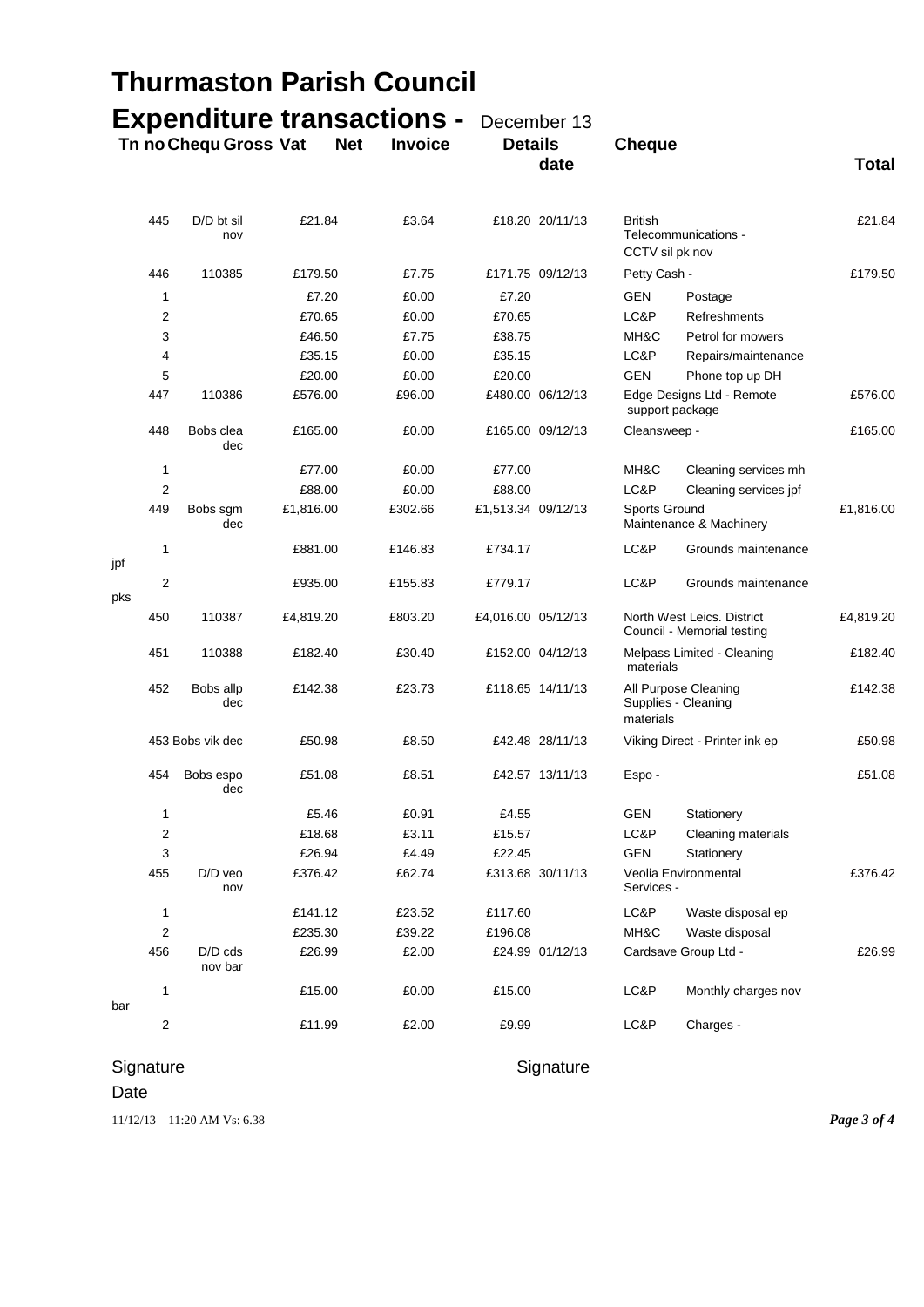# Thurmaston Parish Council

## Expenditure transactions - December 13

| Tn no | Chequ | Gross | Vat | Net | Invoice date | Details | | Cheque Total |
|---|---|---|---|---|---|---|---|---|
| 445 | D/D bt sil nov | £21.84 | £3.64 | £18.20 | 20/11/13 | British Telecommunications - CCTV sil pk nov | | £21.84 |
| 446 | 110385 | £179.50 | £7.75 | £171.75 | 09/12/13 | Petty Cash - | | £179.50 |
| 1 | | £7.20 | £0.00 | £7.20 | | GEN | Postage | |
| 2 | | £70.65 | £0.00 | £70.65 | | LC&P | Refreshments | |
| 3 | | £46.50 | £7.75 | £38.75 | | MH&C | Petrol for mowers | |
| 4 | | £35.15 | £0.00 | £35.15 | | LC&P | Repairs/maintenance | |
| 5 | | £20.00 | £0.00 | £20.00 | | GEN | Phone top up DH | |
| 447 | 110386 | £576.00 | £96.00 | £480.00 | 06/12/13 | Edge Designs Ltd - Remote support package | | £576.00 |
| 448 | Bobs clea dec | £165.00 | £0.00 | £165.00 | 09/12/13 | Cleansweep - | | £165.00 |
| 1 | | £77.00 | £0.00 | £77.00 | | MH&C | Cleaning services mh | |
| 2 | | £88.00 | £0.00 | £88.00 | | LC&P | Cleaning services jpf | |
| 449 | Bobs sgm dec | £1,816.00 | £302.66 | £1,513.34 | 09/12/13 | Sports Ground Maintenance & Machinery | | £1,816.00 |
| 1 | | £881.00 | £146.83 | £734.17 | | LC&P | Grounds maintenance jpf | |
| 2 | | £935.00 | £155.83 | £779.17 | | LC&P | Grounds maintenance pks | |
| 450 | 110387 | £4,819.20 | £803.20 | £4,016.00 | 05/12/13 | North West Leics. District Council - Memorial testing | | £4,819.20 |
| 451 | 110388 | £182.40 | £30.40 | £152.00 | 04/12/13 | Melpass Limited - Cleaning materials | | £182.40 |
| 452 | Bobs allp dec | £142.38 | £23.73 | £118.65 | 14/11/13 | All Purpose Cleaning Supplies - Cleaning materials | | £142.38 |
| 453 | Bobs vik dec | £50.98 | £8.50 | £42.48 | 28/11/13 | Viking Direct - Printer ink ep | | £50.98 |
| 454 | Bobs espo dec | £51.08 | £8.51 | £42.57 | 13/11/13 | Espo - | | £51.08 |
| 1 | | £5.46 | £0.91 | £4.55 | | GEN | Stationery | |
| 2 | | £18.68 | £3.11 | £15.57 | | LC&P | Cleaning materials | |
| 3 | | £26.94 | £4.49 | £22.45 | | GEN | Stationery | |
| 455 | D/D veo nov | £376.42 | £62.74 | £313.68 | 30/11/13 | Veolia Environmental Services - | | £376.42 |
| 1 | | £141.12 | £23.52 | £117.60 | | LC&P | Waste disposal ep | |
| 2 | | £235.30 | £39.22 | £196.08 | | MH&C | Waste disposal | |
| 456 | D/D cds nov bar | £26.99 | £2.00 | £24.99 | 01/12/13 | Cardsave Group Ltd - | | £26.99 |
| 1 | | £15.00 | £0.00 | £15.00 | | LC&P | Monthly charges nov bar | |
| 2 | | £11.99 | £2.00 | £9.99 | | LC&P | Charges - | |

Signature

Signature

Date

11/12/13 11:20 AM Vs: 6.38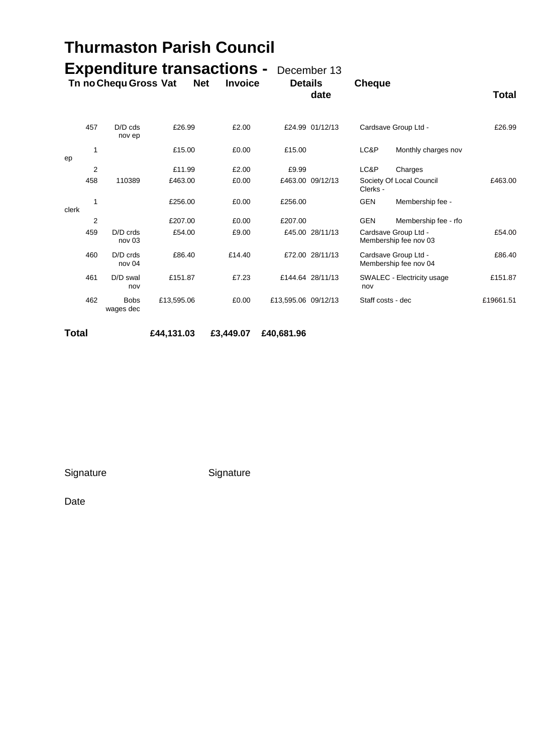# Thurmaston Parish Council

## Expenditure transactions - December 13

| Tn no | Chequ | Gross | Vat | Net | Invoice date | Details | Cheque | Total |
|---|---|---|---|---|---|---|---|---|
| 457 | D/D cds nov ep | £26.99 | £2.00 | £24.99 | 01/12/13 | Cardsave Group Ltd - | | £26.99 |
| ep 1 | | £15.00 | £0.00 | £15.00 | | LC&P | Monthly charges nov | |
| 2 | | £11.99 | £2.00 | £9.99 | | LC&P | Charges | |
| 458 | 110389 | £463.00 | £0.00 | £463.00 | 09/12/13 | Society Of Local Council Clerks - | | £463.00 |
| clerk 1 | | £256.00 | £0.00 | £256.00 | | GEN | Membership fee - | |
| 2 | | £207.00 | £0.00 | £207.00 | | GEN | Membership fee - rfo | |
| 459 | D/D crds nov 03 | £54.00 | £9.00 | £45.00 | 28/11/13 | Cardsave Group Ltd - Membership fee nov 03 | | £54.00 |
| 460 | D/D crds nov 04 | £86.40 | £14.40 | £72.00 | 28/11/13 | Cardsave Group Ltd - Membership fee nov 04 | | £86.40 |
| 461 | D/D swal nov | £151.87 | £7.23 | £144.64 | 28/11/13 | SWALEC - Electricity usage nov | | £151.87 |
| 462 | Bobs wages dec | £13,595.06 | £0.00 | £13,595.06 | 09/12/13 | Staff costs - dec | | £19661.51 |
| **Total** | | **£44,131.03** | **£3,449.07** | **£40,681.96** | | | | |

Signature

Signature

Date